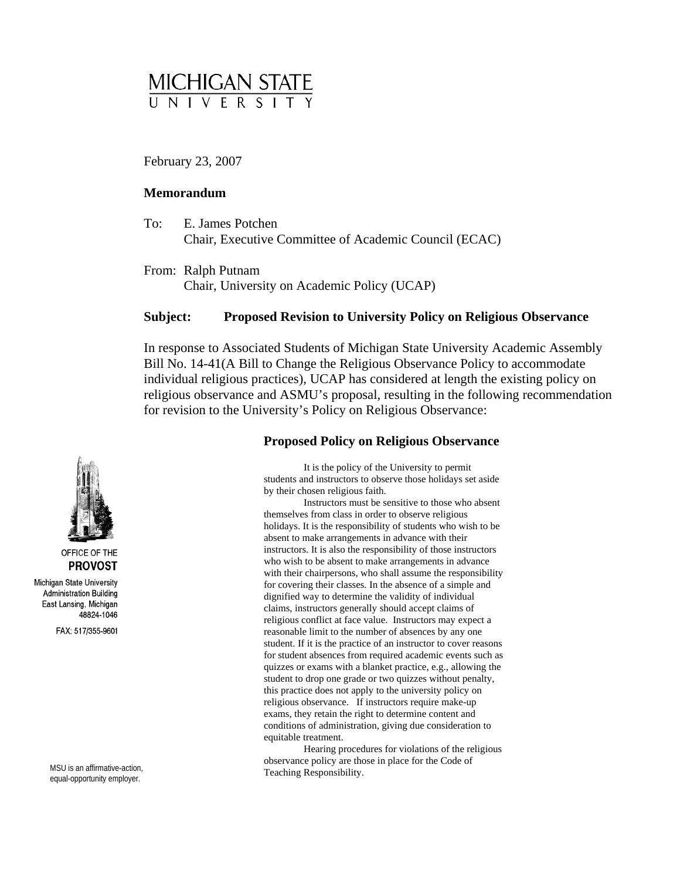MICHIGAN STATE UNIVERSITY

February 23, 2007

**Memorandum**

To: E. James Potchen
Chair, Executive Committee of Academic Council (ECAC)

From: Ralph Putnam
Chair, University on Academic Policy (UCAP)

**Subject: Proposed Revision to University Policy on Religious Observance**

In response to Associated Students of Michigan State University Academic Assembly Bill No. 14-41(A Bill to Change the Religious Observance Policy to accommodate individual religious practices), UCAP has considered at length the existing policy on religious observance and ASMU's proposal, resulting in the following recommendation for revision to the University's Policy on Religious Observance:

### Proposed Policy on Religious Observance

It is the policy of the University to permit students and instructors to observe those holidays set aside by their chosen religious faith.

Instructors must be sensitive to those who absent themselves from class in order to observe religious holidays. It is the responsibility of students who wish to be absent to make arrangements in advance with their instructors. It is also the responsibility of those instructors who wish to be absent to make arrangements in advance with their chairpersons, who shall assume the responsibility for covering their classes. In the absence of a simple and dignified way to determine the validity of individual claims, instructors generally should accept claims of religious conflict at face value. Instructors may expect a reasonable limit to the number of absences by any one student. If it is the practice of an instructor to cover reasons for student absences from required academic events such as quizzes or exams with a blanket practice, e.g., allowing the student to drop one grade or two quizzes without penalty, this practice does not apply to the university policy on religious observance. If instructors require make-up exams, they retain the right to determine content and conditions of administration, giving due consideration to equitable treatment.

Hearing procedures for violations of the religious observance policy are those in place for the Code of Teaching Responsibility.

OFFICE OF THE **PROVOST**

Michigan State University
Administration Building
East Lansing, Michigan
48824-1046

FAX: 517/355-9601

MSU is an affirmative-action, equal-opportunity employer.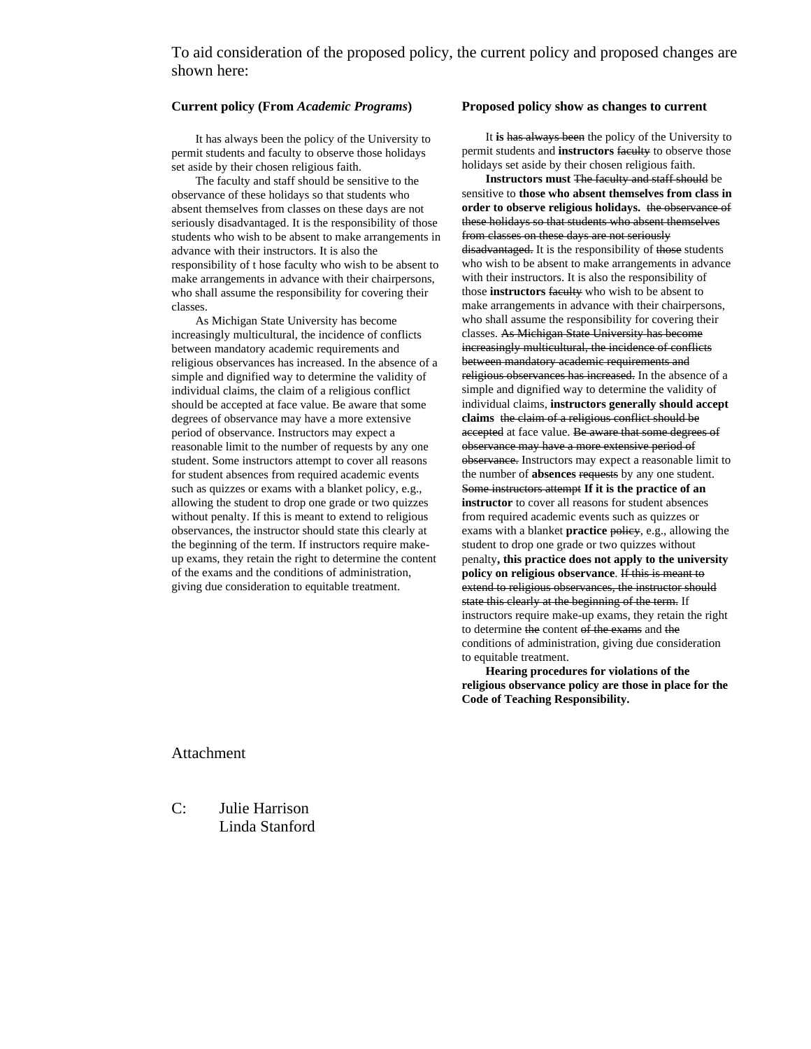To aid consideration of the proposed policy, the current policy and proposed changes are shown here:

**Current policy (From *Academic Programs*)**

It has always been the policy of the University to permit students and faculty to observe those holidays set aside by their chosen religious faith.

The faculty and staff should be sensitive to the observance of these holidays so that students who absent themselves from classes on these days are not seriously disadvantaged. It is the responsibility of those students who wish to be absent to make arrangements in advance with their instructors. It is also the responsibility of t hose faculty who wish to be absent to make arrangements in advance with their chairpersons, who shall assume the responsibility for covering their classes.

As Michigan State University has become increasingly multicultural, the incidence of conflicts between mandatory academic requirements and religious observances has increased. In the absence of a simple and dignified way to determine the validity of individual claims, the claim of a religious conflict should be accepted at face value. Be aware that some degrees of observance may have a more extensive period of observance. Instructors may expect a reasonable limit to the number of requests by any one student. Some instructors attempt to cover all reasons for student absences from required academic events such as quizzes or exams with a blanket policy, e.g., allowing the student to drop one grade or two quizzes without penalty. If this is meant to extend to religious observances, the instructor should state this clearly at the beginning of the term. If instructors require make-up exams, they retain the right to determine the content of the exams and the conditions of administration, giving due consideration to equitable treatment.

**Proposed policy show as changes to current**

It **is** ~~has always been~~ the policy of the University to permit students and **instructors** ~~faculty~~ to observe those holidays set aside by their chosen religious faith.

**Instructors must** ~~The faculty and staff should~~ be sensitive to **those who absent themselves from class in order to observe religious holidays.** ~~the observance of these holidays so that students who absent themselves from classes on these days are not seriously disadvantaged.~~ It is the responsibility of ~~those~~ students who wish to be absent to make arrangements in advance with their instructors. It is also the responsibility of those **instructors** ~~faculty~~ who wish to be absent to make arrangements in advance with their chairpersons, who shall assume the responsibility for covering their classes. ~~As Michigan State University has become increasingly multicultural, the incidence of conflicts between mandatory academic requirements and religious observances has increased.~~ In the absence of a simple and dignified way to determine the validity of individual claims, **instructors generally should accept claims** ~~the claim of a religious conflict should be accepted~~ at face value. ~~Be aware that some degrees of observance may have a more extensive period of observance.~~ Instructors may expect a reasonable limit to the number of **absences** ~~requests~~ by any one student. ~~Some instructors attempt~~ **If it is the practice of an instructor** to cover all reasons for student absences from required academic events such as quizzes or exams with a blanket **practice** ~~policy~~, e.g., allowing the student to drop one grade or two quizzes without penalty**, this practice does not apply to the university policy on religious observance**. ~~If this is meant to extend to religious observances, the instructor should state this clearly at the beginning of the term.~~ If instructors require make-up exams, they retain the right to determine ~~the~~ content ~~of the exams~~ and ~~the~~ conditions of administration, giving due consideration to equitable treatment.

**Hearing procedures for violations of the religious observance policy are those in place for the Code of Teaching Responsibility.**

Attachment

C: Julie Harrison
Linda Stanford